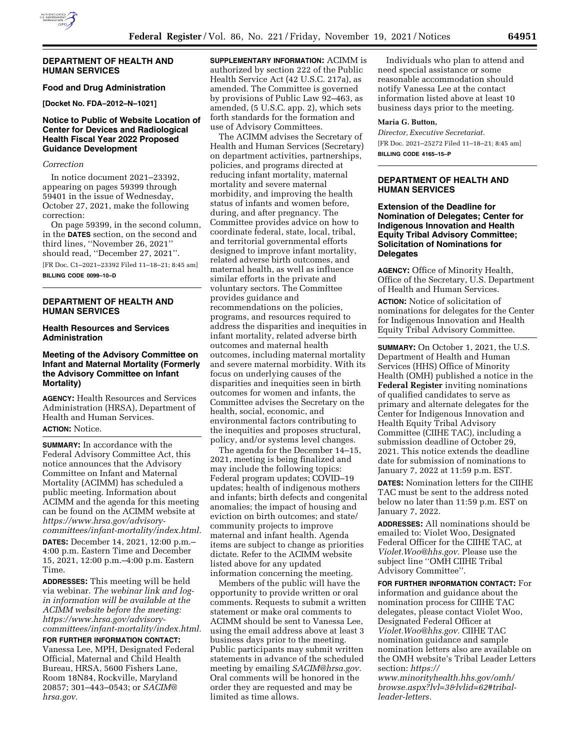## DEPARTMENT OF HEALTH AND HUMAN SERVICES

### Food and Drug Administration

**[Docket No. FDA–2012–N–1021]**

### Notice to Public of Website Location of Center for Devices and Radiological Health Fiscal Year 2022 Proposed Guidance Development

*Correction*

In notice document 2021–23392, appearing on pages 59399 through 59401 in the issue of Wednesday, October 27, 2021, make the following correction:

On page 59399, in the second column, in the **DATES** section, on the second and third lines, ''November 26, 2021'' should read, ''December 27, 2021''.

[FR Doc. C1–2021–23392 Filed 11–18–21; 8:45 am]

**BILLING CODE 0099–10–D**

## DEPARTMENT OF HEALTH AND HUMAN SERVICES

### Health Resources and Services Administration

### Meeting of the Advisory Committee on Infant and Maternal Mortality (Formerly the Advisory Committee on Infant Mortality)

**AGENCY:** Health Resources and Services Administration (HRSA), Department of Health and Human Services.

**ACTION:** Notice.

**SUMMARY:** In accordance with the Federal Advisory Committee Act, this notice announces that the Advisory Committee on Infant and Maternal Mortality (ACIMM) has scheduled a public meeting. Information about ACIMM and the agenda for this meeting can be found on the ACIMM website at *https://www.hrsa.gov/advisory-committees/infant-mortality/index.html.*

**DATES:** December 14, 2021, 12:00 p.m.–4:00 p.m. Eastern Time and December 15, 2021, 12:00 p.m.–4:00 p.m. Eastern Time.

**ADDRESSES:** This meeting will be held via webinar. *The webinar link and log-in information will be available at the ACIMM website before the meeting: https://www.hrsa.gov/advisory-committees/infant-mortality/index.html.*

**FOR FURTHER INFORMATION CONTACT:** Vanessa Lee, MPH, Designated Federal Official, Maternal and Child Health Bureau, HRSA, 5600 Fishers Lane, Room 18N84, Rockville, Maryland 20857; 301–443–0543; or *SACIM@hrsa.gov.*

**SUPPLEMENTARY INFORMATION:** ACIMM is authorized by section 222 of the Public Health Service Act (42 U.S.C. 217a), as amended. The Committee is governed by provisions of Public Law 92–463, as amended, (5 U.S.C. app. 2), which sets forth standards for the formation and use of Advisory Committees.

The ACIMM advises the Secretary of Health and Human Services (Secretary) on department activities, partnerships, policies, and programs directed at reducing infant mortality, maternal mortality and severe maternal morbidity, and improving the health status of infants and women before, during, and after pregnancy. The Committee provides advice on how to coordinate federal, state, local, tribal, and territorial governmental efforts designed to improve infant mortality, related adverse birth outcomes, and maternal health, as well as influence similar efforts in the private and voluntary sectors. The Committee provides guidance and recommendations on the policies, programs, and resources required to address the disparities and inequities in infant mortality, related adverse birth outcomes and maternal health outcomes, including maternal mortality and severe maternal morbidity. With its focus on underlying causes of the disparities and inequities seen in birth outcomes for women and infants, the Committee advises the Secretary on the health, social, economic, and environmental factors contributing to the inequities and proposes structural, policy, and/or systems level changes.

The agenda for the December 14–15, 2021, meeting is being finalized and may include the following topics: Federal program updates; COVID–19 updates; health of indigenous mothers and infants; birth defects and congenital anomalies; the impact of housing and eviction on birth outcomes; and state/community projects to improve maternal and infant health. Agenda items are subject to change as priorities dictate. Refer to the ACIMM website listed above for any updated information concerning the meeting.

Members of the public will have the opportunity to provide written or oral comments. Requests to submit a written statement or make oral comments to ACIMM should be sent to Vanessa Lee, using the email address above at least 3 business days prior to the meeting. Public participants may submit written statements in advance of the scheduled meeting by emailing *SACIM@hrsa.gov.* Oral comments will be honored in the order they are requested and may be limited as time allows.

Individuals who plan to attend and need special assistance or some reasonable accommodation should notify Vanessa Lee at the contact information listed above at least 10 business days prior to the meeting.

**Maria G. Button,**

*Director, Executive Secretariat.*

[FR Doc. 2021–25272 Filed 11–18–21; 8:45 am]

**BILLING CODE 4165–15–P**

## DEPARTMENT OF HEALTH AND HUMAN SERVICES

### Extension of the Deadline for Nomination of Delegates; Center for Indigenous Innovation and Health Equity Tribal Advisory Committee; Solicitation of Nominations for Delegates

**AGENCY:** Office of Minority Health, Office of the Secretary, U.S. Department of Health and Human Services.

**ACTION:** Notice of solicitation of nominations for delegates for the Center for Indigenous Innovation and Health Equity Tribal Advisory Committee.

**SUMMARY:** On October 1, 2021, the U.S. Department of Health and Human Services (HHS) Office of Minority Health (OMH) published a notice in the **Federal Register** inviting nominations of qualified candidates to serve as primary and alternate delegates for the Center for Indigenous Innovation and Health Equity Tribal Advisory Committee (CIIHE TAC), including a submission deadline of October 29, 2021. This notice extends the deadline date for submission of nominations to January 7, 2022 at 11:59 p.m. EST.

**DATES:** Nomination letters for the CIIHE TAC must be sent to the address noted below no later than 11:59 p.m. EST on January 7, 2022.

**ADDRESSES:** All nominations should be emailed to: Violet Woo, Designated Federal Officer for the CIIHE TAC, at *Violet.Woo@hhs.gov.* Please use the subject line ''OMH CIIHE Tribal Advisory Committee''.

**FOR FURTHER INFORMATION CONTACT:** For information and guidance about the nomination process for CIIHE TAC delegates, please contact Violet Woo, Designated Federal Officer at *Violet.Woo@hhs.gov.* CIIHE TAC nomination guidance and sample nomination letters also are available on the OMH website's Tribal Leader Letters section: *https://www.minorityhealth.hhs.gov/omh/browse.aspx?lvl=3&lvlid=62#tribal-leader-letters.*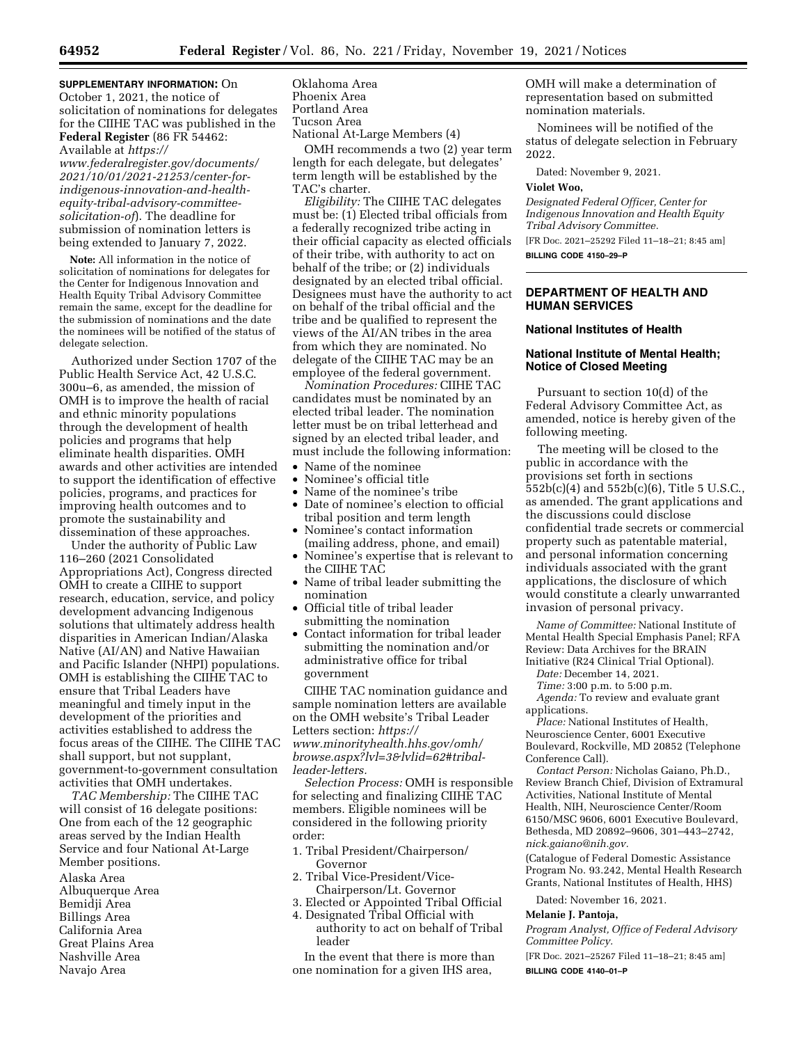**SUPPLEMENTARY INFORMATION:** On October 1, 2021, the notice of solicitation of nominations for delegates for the CIIHE TAC was published in the **Federal Register** (86 FR 54462: Available at *https://www.federalregister.gov/documents/2021/10/01/2021-21253/center-for-indigenous-innovation-and-health-equity-tribal-advisory-committee-solicitation-of*). The deadline for submission of nomination letters is being extended to January 7, 2022.

**Note:** All information in the notice of solicitation of nominations for delegates for the Center for Indigenous Innovation and Health Equity Tribal Advisory Committee remain the same, except for the deadline for the submission of nominations and the date the nominees will be notified of the status of delegate selection.

Authorized under Section 1707 of the Public Health Service Act, 42 U.S.C. 300u–6, as amended, the mission of OMH is to improve the health of racial and ethnic minority populations through the development of health policies and programs that help eliminate health disparities. OMH awards and other activities are intended to support the identification of effective policies, programs, and practices for improving health outcomes and to promote the sustainability and dissemination of these approaches.

Under the authority of Public Law 116–260 (2021 Consolidated Appropriations Act), Congress directed OMH to create a CIIHE to support research, education, service, and policy development advancing Indigenous solutions that ultimately address health disparities in American Indian/Alaska Native (AI/AN) and Native Hawaiian and Pacific Islander (NHPI) populations. OMH is establishing the CIIHE TAC to ensure that Tribal Leaders have meaningful and timely input in the development of the priorities and activities established to address the focus areas of the CIIHE. The CIIHE TAC shall support, but not supplant, government-to-government consultation activities that OMH undertakes.

*TAC Membership:* The CIIHE TAC will consist of 16 delegate positions: One from each of the 12 geographic areas served by the Indian Health Service and four National At-Large Member positions.

Alaska Area
Albuquerque Area
Bemidji Area
Billings Area
California Area
Great Plains Area
Nashville Area
Navajo Area
Oklahoma Area
Phoenix Area
Portland Area
Tucson Area
National At-Large Members (4)

OMH recommends a two (2) year term length for each delegate, but delegates' term length will be established by the TAC's charter.

*Eligibility:* The CIIHE TAC delegates must be: (1) Elected tribal officials from a federally recognized tribe acting in their official capacity as elected officials of their tribe, with authority to act on behalf of the tribe; or (2) individuals designated by an elected tribal official. Designees must have the authority to act on behalf of the tribal official and the tribe and be qualified to represent the views of the AI/AN tribes in the area from which they are nominated. No delegate of the CIIHE TAC may be an employee of the federal government.

*Nomination Procedures:* CIIHE TAC candidates must be nominated by an elected tribal leader. The nomination letter must be on tribal letterhead and signed by an elected tribal leader, and must include the following information:

- Name of the nominee
- Nominee's official title
- Name of the nominee's tribe
- Date of nominee's election to official tribal position and term length
- Nominee's contact information (mailing address, phone, and email)
- Nominee's expertise that is relevant to the CIIHE TAC
- Name of tribal leader submitting the nomination
- Official title of tribal leader submitting the nomination
- Contact information for tribal leader submitting the nomination and/or administrative office for tribal government

CIIHE TAC nomination guidance and sample nomination letters are available on the OMH website's Tribal Leader Letters section: *https://www.minorityhealth.hhs.gov/omh/browse.aspx?lvl=3&lvlid=62#tribal-leader-letters.*

*Selection Process:* OMH is responsible for selecting and finalizing CIIHE TAC members. Eligible nominees will be considered in the following priority order:

1. Tribal President/Chairperson/Governor
2. Tribal Vice-President/Vice-Chairperson/Lt. Governor
3. Elected or Appointed Tribal Official
4. Designated Tribal Official with authority to act on behalf of Tribal leader

In the event that there is more than one nomination for a given IHS area, OMH will make a determination of representation based on submitted nomination materials.

Nominees will be notified of the status of delegate selection in February 2022.

Dated: November 9, 2021.

**Violet Woo,**

*Designated Federal Officer, Center for Indigenous Innovation and Health Equity Tribal Advisory Committee.*

[FR Doc. 2021–25292 Filed 11–18–21; 8:45 am]

**BILLING CODE 4150–29–P**

## DEPARTMENT OF HEALTH AND HUMAN SERVICES

### National Institutes of Health

### National Institute of Mental Health; Notice of Closed Meeting

Pursuant to section 10(d) of the Federal Advisory Committee Act, as amended, notice is hereby given of the following meeting.

The meeting will be closed to the public in accordance with the provisions set forth in sections 552b(c)(4) and 552b(c)(6), Title 5 U.S.C., as amended. The grant applications and the discussions could disclose confidential trade secrets or commercial property such as patentable material, and personal information concerning individuals associated with the grant applications, the disclosure of which would constitute a clearly unwarranted invasion of personal privacy.

*Name of Committee:* National Institute of Mental Health Special Emphasis Panel; RFA Review: Data Archives for the BRAIN Initiative (R24 Clinical Trial Optional).

*Date:* December 14, 2021.

*Time:* 3:00 p.m. to 5:00 p.m.

*Agenda:* To review and evaluate grant applications.

*Place:* National Institutes of Health, Neuroscience Center, 6001 Executive Boulevard, Rockville, MD 20852 (Telephone Conference Call).

*Contact Person:* Nicholas Gaiano, Ph.D., Review Branch Chief, Division of Extramural Activities, National Institute of Mental Health, NIH, Neuroscience Center/Room 6150/MSC 9606, 6001 Executive Boulevard, Bethesda, MD 20892–9606, 301–443–2742, *nick.gaiano@nih.gov.*

(Catalogue of Federal Domestic Assistance Program No. 93.242, Mental Health Research Grants, National Institutes of Health, HHS)

Dated: November 16, 2021.

**Melanie J. Pantoja,**

*Program Analyst, Office of Federal Advisory Committee Policy.*

[FR Doc. 2021–25267 Filed 11–18–21; 8:45 am]

**BILLING CODE 4140–01–P**